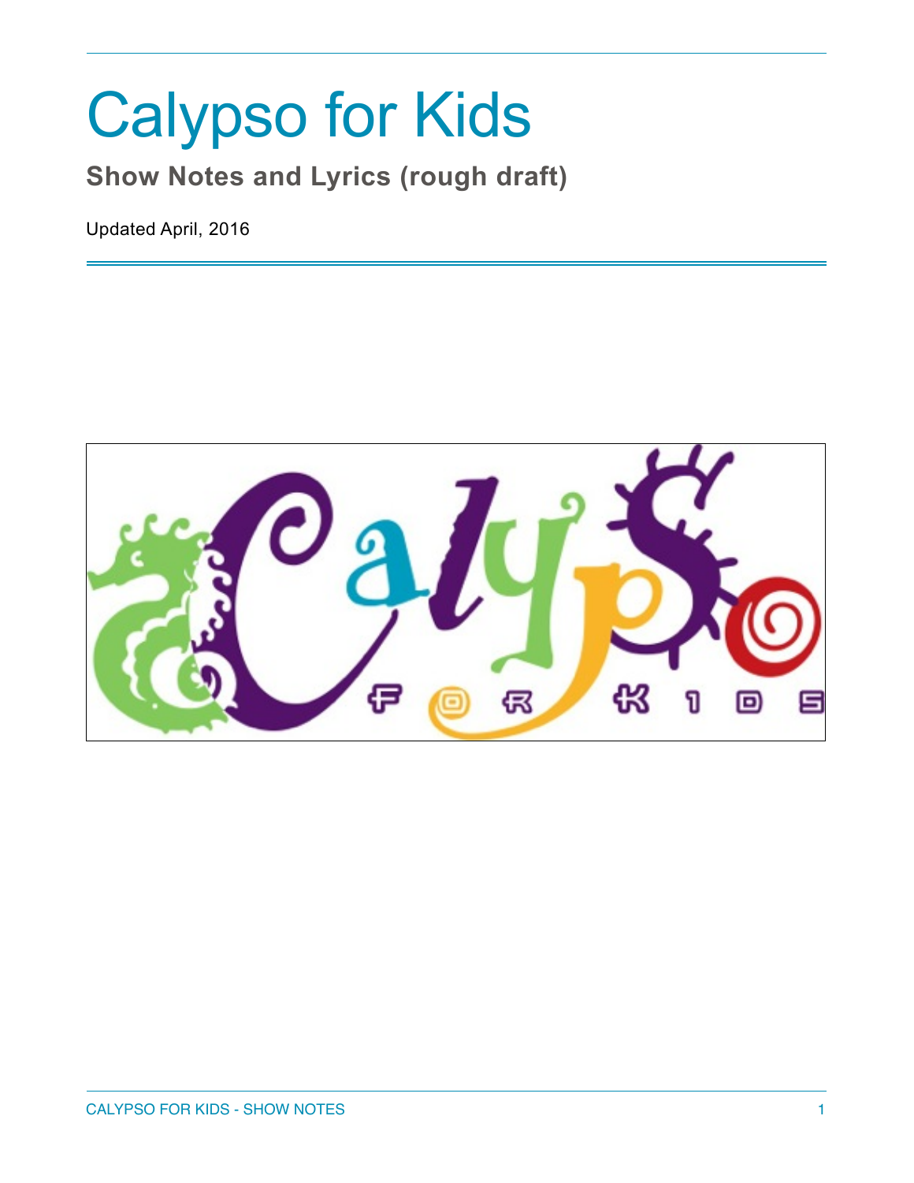# Calypso for Kids

## Show Notes and Lyrics (rough draft)

Updated April, 2016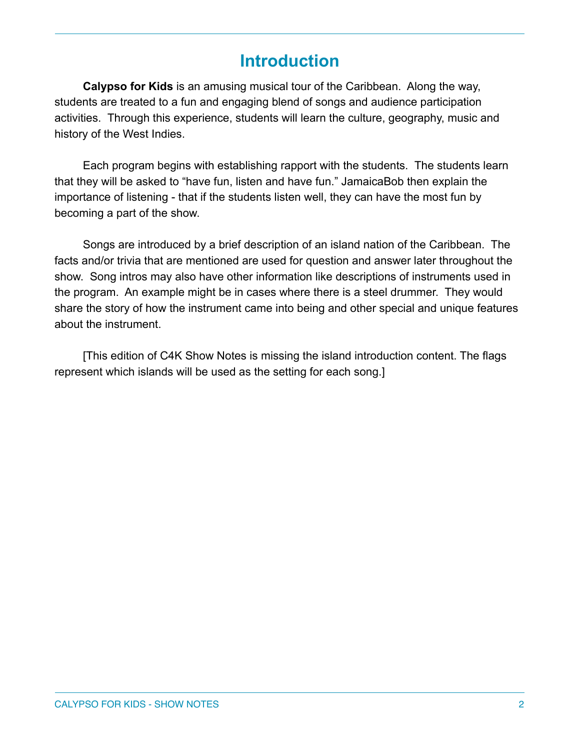# Introduction

**Calypso for Kids** is an amusing musical tour of the Caribbean. Along the way, students are treated to a fun and engaging blend of songs and audience participation activities. Through this experience, students will learn the culture, geography, music and history of the West Indies.

Each program begins with establishing rapport with the students. The students learn that they will be asked to "have fun, listen and have fun." JamaicaBob then explain the importance of listening - that if the students listen well, they can have the most fun by becoming a part of the show.

Songs are introduced by a brief description of an island nation of the Caribbean. The facts and/or trivia that are mentioned are used for question and answer later throughout the show. Song intros may also have other information like descriptions of instruments used in the program. An example might be in cases where there is a steel drummer. They would share the story of how the instrument came into being and other special and unique features about the instrument.

[This edition of C4K Show Notes is missing the island introduction content. The flags represent which islands will be used as the setting for each song.]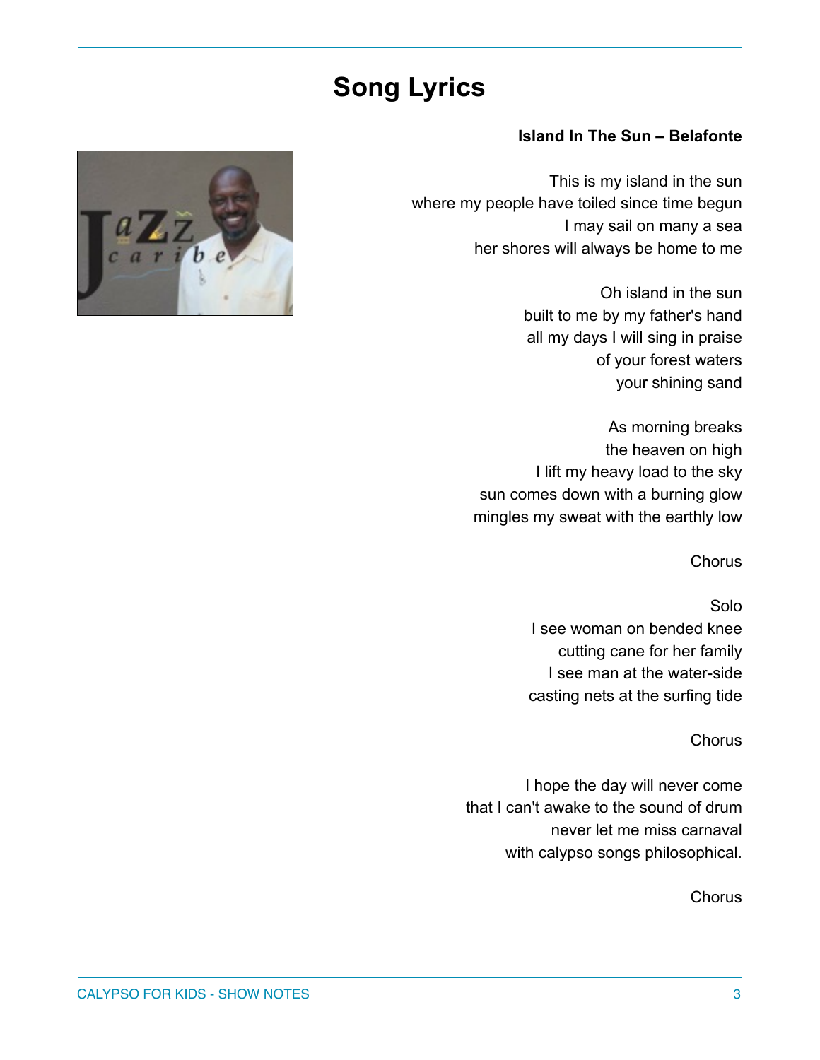# Song Lyrics

**Island In The Sun – Belafonte**

This is my island in the sun
where my people have toiled since time begun
I may sail on many a sea
her shores will always be home to me

Oh island in the sun
built to me by my father's hand
all my days I will sing in praise
of your forest waters
your shining sand

As morning breaks
the heaven on high
I lift my heavy load to the sky
sun comes down with a burning glow
mingles my sweat with the earthly low

Chorus

Solo
I see woman on bended knee
cutting cane for her family
I see man at the water-side
casting nets at the surfing tide

Chorus

I hope the day will never come
that I can't awake to the sound of drum
never let me miss carnaval
with calypso songs philosophical.

Chorus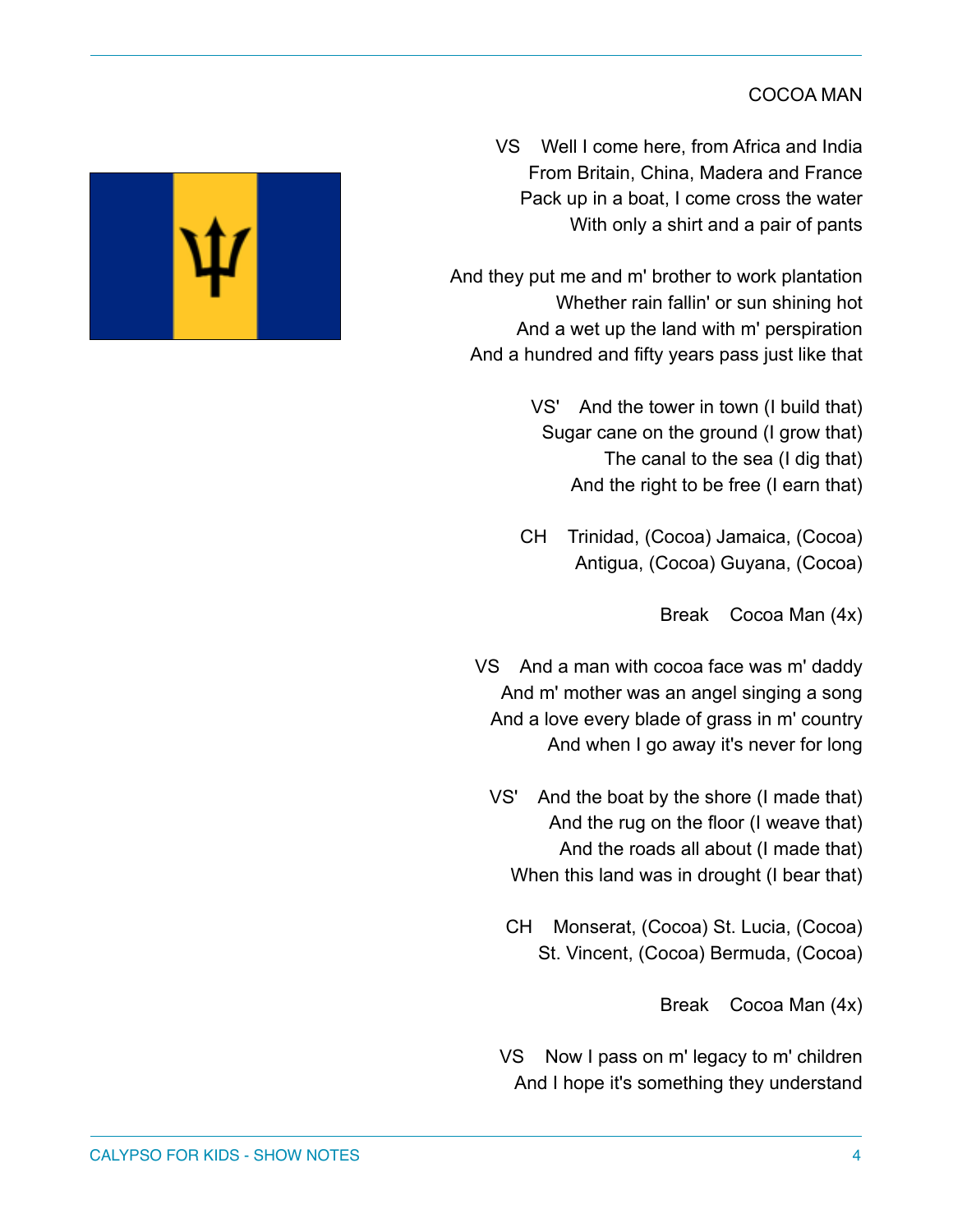## COCOA MAN

VS  Well I come here, from Africa and India
From Britain, China, Madera and France
Pack up in a boat, I come cross the water
With only a shirt and a pair of pants

And they put me and m' brother to work plantation
Whether rain fallin' or sun shining hot
And a wet up the land with m' perspiration
And a hundred and fifty years pass just like that

VS'  And the tower in town (I build that)
Sugar cane on the ground (I grow that)
The canal to the sea (I dig that)
And the right to be free (I earn that)

CH  Trinidad, (Cocoa) Jamaica, (Cocoa)
Antigua, (Cocoa) Guyana, (Cocoa)

Break  Cocoa Man (4x)

VS  And a man with cocoa face was m' daddy
And m' mother was an angel singing a song
And a love every blade of grass in m' country
And when I go away it's never for long

VS'  And the boat by the shore (I made that)
And the rug on the floor (I weave that)
And the roads all about (I made that)
When this land was in drought (I bear that)

CH  Monserat, (Cocoa) St. Lucia, (Cocoa)
St. Vincent, (Cocoa) Bermuda, (Cocoa)

Break  Cocoa Man (4x)

VS  Now I pass on m' legacy to m' children
And I hope it's something they understand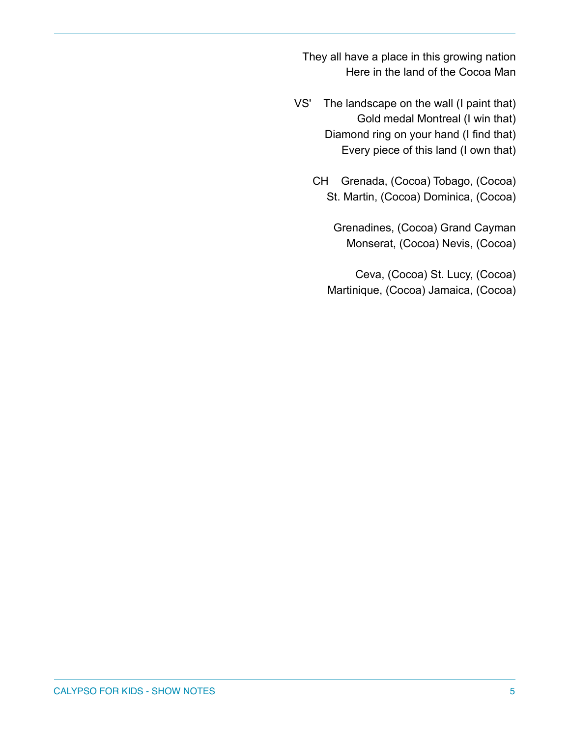They all have a place in this growing nation
Here in the land of the Cocoa Man

VS' The landscape on the wall (I paint that)
Gold medal Montreal (I win that)
Diamond ring on your hand (I find that)
Every piece of this land (I own that)

CH Grenada, (Cocoa) Tobago, (Cocoa)
St. Martin, (Cocoa) Dominica, (Cocoa)

Grenadines, (Cocoa) Grand Cayman
Monserat, (Cocoa) Nevis, (Cocoa)

Ceva, (Cocoa) St. Lucy, (Cocoa)
Martinique, (Cocoa) Jamaica, (Cocoa)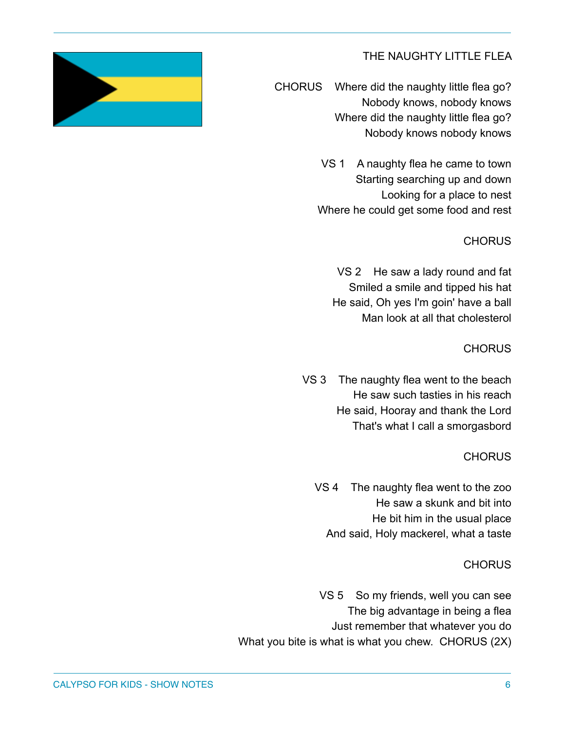## THE NAUGHTY LITTLE FLEA

CHORUS Where did the naughty little flea go?
Nobody knows, nobody knows
Where did the naughty little flea go?
Nobody knows nobody knows

VS 1 A naughty flea he came to town
Starting searching up and down
Looking for a place to nest
Where he could get some food and rest

CHORUS

VS 2 He saw a lady round and fat
Smiled a smile and tipped his hat
He said, Oh yes I'm goin' have a ball
Man look at all that cholesterol

CHORUS

VS 3 The naughty flea went to the beach
He saw such tasties in his reach
He said, Hooray and thank the Lord
That's what I call a smorgasbord

CHORUS

VS 4 The naughty flea went to the zoo
He saw a skunk and bit into
He bit him in the usual place
And said, Holy mackerel, what a taste

CHORUS

VS 5 So my friends, well you can see
The big advantage in being a flea
Just remember that whatever you do
What you bite is what is what you chew. CHORUS (2X)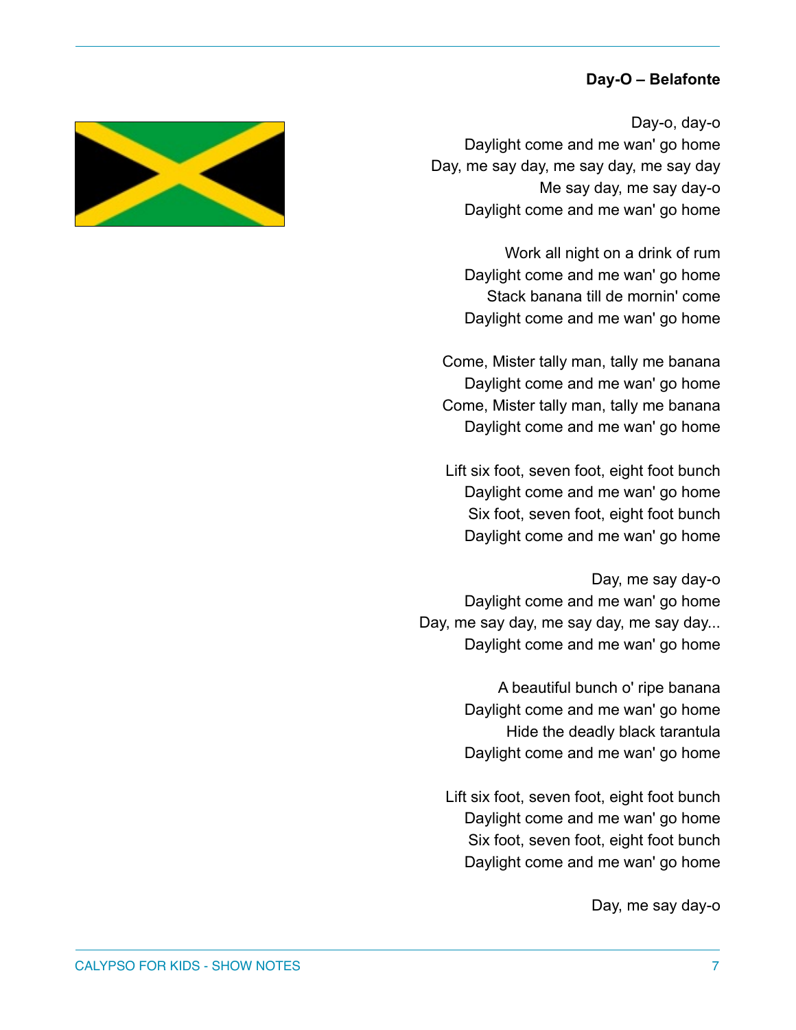**Day-O – Belafonte**

Day-o, day-o
Daylight come and me wan' go home
Day, me say day, me say day, me say day
Me say day, me say day-o
Daylight come and me wan' go home

Work all night on a drink of rum
Daylight come and me wan' go home
Stack banana till de mornin' come
Daylight come and me wan' go home

Come, Mister tally man, tally me banana
Daylight come and me wan' go home
Come, Mister tally man, tally me banana
Daylight come and me wan' go home

Lift six foot, seven foot, eight foot bunch
Daylight come and me wan' go home
Six foot, seven foot, eight foot bunch
Daylight come and me wan' go home

Day, me say day-o
Daylight come and me wan' go home
Day, me say day, me say day, me say day...
Daylight come and me wan' go home

A beautiful bunch o' ripe banana
Daylight come and me wan' go home
Hide the deadly black tarantula
Daylight come and me wan' go home

Lift six foot, seven foot, eight foot bunch
Daylight come and me wan' go home
Six foot, seven foot, eight foot bunch
Daylight come and me wan' go home

Day, me say day-o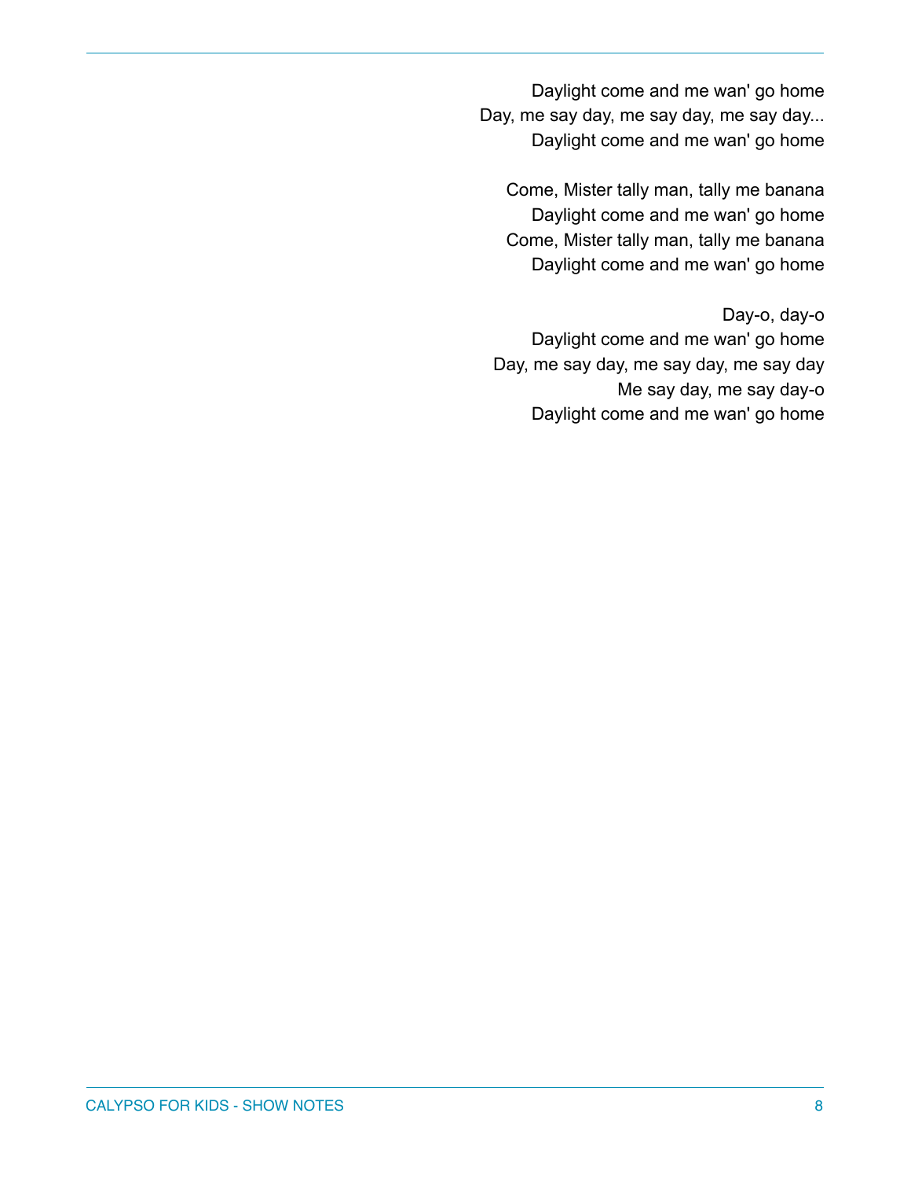Daylight come and me wan' go home
Day, me say day, me say day, me say day...
Daylight come and me wan' go home

Come, Mister tally man, tally me banana
Daylight come and me wan' go home
Come, Mister tally man, tally me banana
Daylight come and me wan' go home

Day-o, day-o
Daylight come and me wan' go home
Day, me say day, me say day, me say day
Me say day, me say day-o
Daylight come and me wan' go home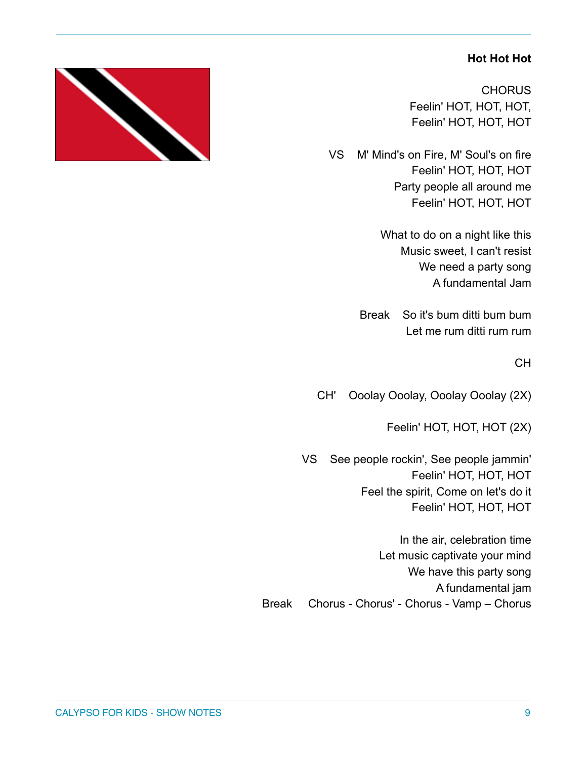**Hot Hot Hot**

CHORUS
Feelin' HOT, HOT, HOT,
Feelin' HOT, HOT, HOT

VS M' Mind's on Fire, M' Soul's on fire
Feelin' HOT, HOT, HOT
Party people all around me
Feelin' HOT, HOT, HOT

What to do on a night like this
Music sweet, I can't resist
We need a party song
A fundamental Jam

Break So it's bum ditti bum bum
Let me rum ditti rum rum

CH

CH' Ooolay Ooolay, Ooolay Ooolay (2X)

Feelin' HOT, HOT, HOT (2X)

VS See people rockin', See people jammin'
Feelin' HOT, HOT, HOT
Feel the spirit, Come on let's do it
Feelin' HOT, HOT, HOT

In the air, celebration time
Let music captivate your mind
We have this party song
A fundamental jam

Break Chorus - Chorus' - Chorus - Vamp – Chorus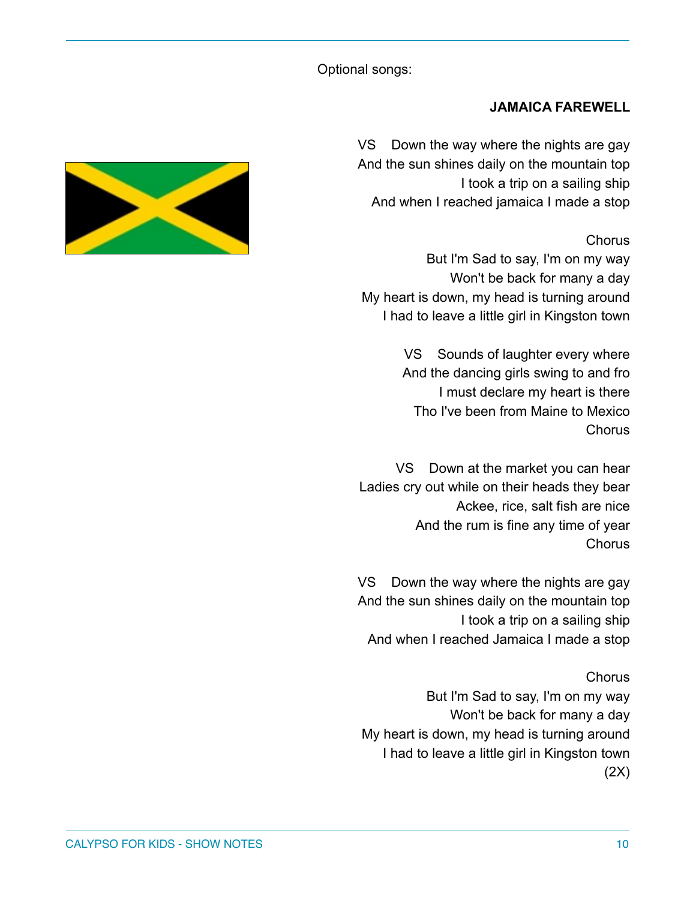Optional songs:

**JAMAICA FAREWELL**

VS Down the way where the nights are gay
And the sun shines daily on the mountain top
I took a trip on a sailing ship
And when I reached jamaica I made a stop

Chorus
But I'm Sad to say, I'm on my way
Won't be back for many a day
My heart is down, my head is turning around
I had to leave a little girl in Kingston town

VS Sounds of laughter every where
And the dancing girls swing to and fro
I must declare my heart is there
Tho I've been from Maine to Mexico
Chorus

VS Down at the market you can hear
Ladies cry out while on their heads they bear
Ackee, rice, salt fish are nice
And the rum is fine any time of year
Chorus

VS Down the way where the nights are gay
And the sun shines daily on the mountain top
I took a trip on a sailing ship
And when I reached Jamaica I made a stop

Chorus
But I'm Sad to say, I'm on my way
Won't be back for many a day
My heart is down, my head is turning around
I had to leave a little girl in Kingston town
(2X)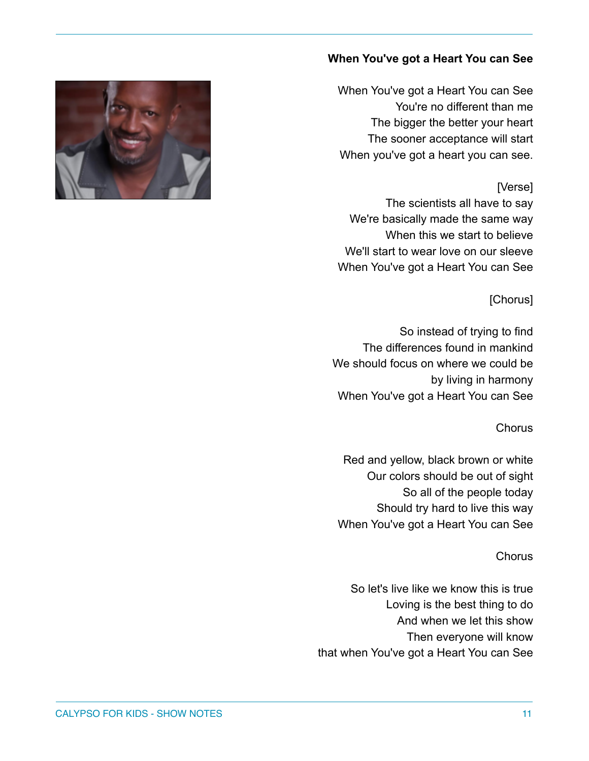**When You've got a Heart You can See**

When You've got a Heart You can See
You're no different than me
The bigger the better your heart
The sooner acceptance will start
When you've got a heart you can see.

[Verse]
The scientists all have to say
We're basically made the same way
When this we start to believe
We'll start to wear love on our sleeve
When You've got a Heart You can See

[Chorus]

So instead of trying to find
The differences found in mankind
We should focus on where we could be
by living in harmony
When You've got a Heart You can See

Chorus

Red and yellow, black brown or white
Our colors should be out of sight
So all of the people today
Should try hard to live this way
When You've got a Heart You can See

Chorus

So let's live like we know this is true
Loving is the best thing to do
And when we let this show
Then everyone will know
that when You've got a Heart You can See